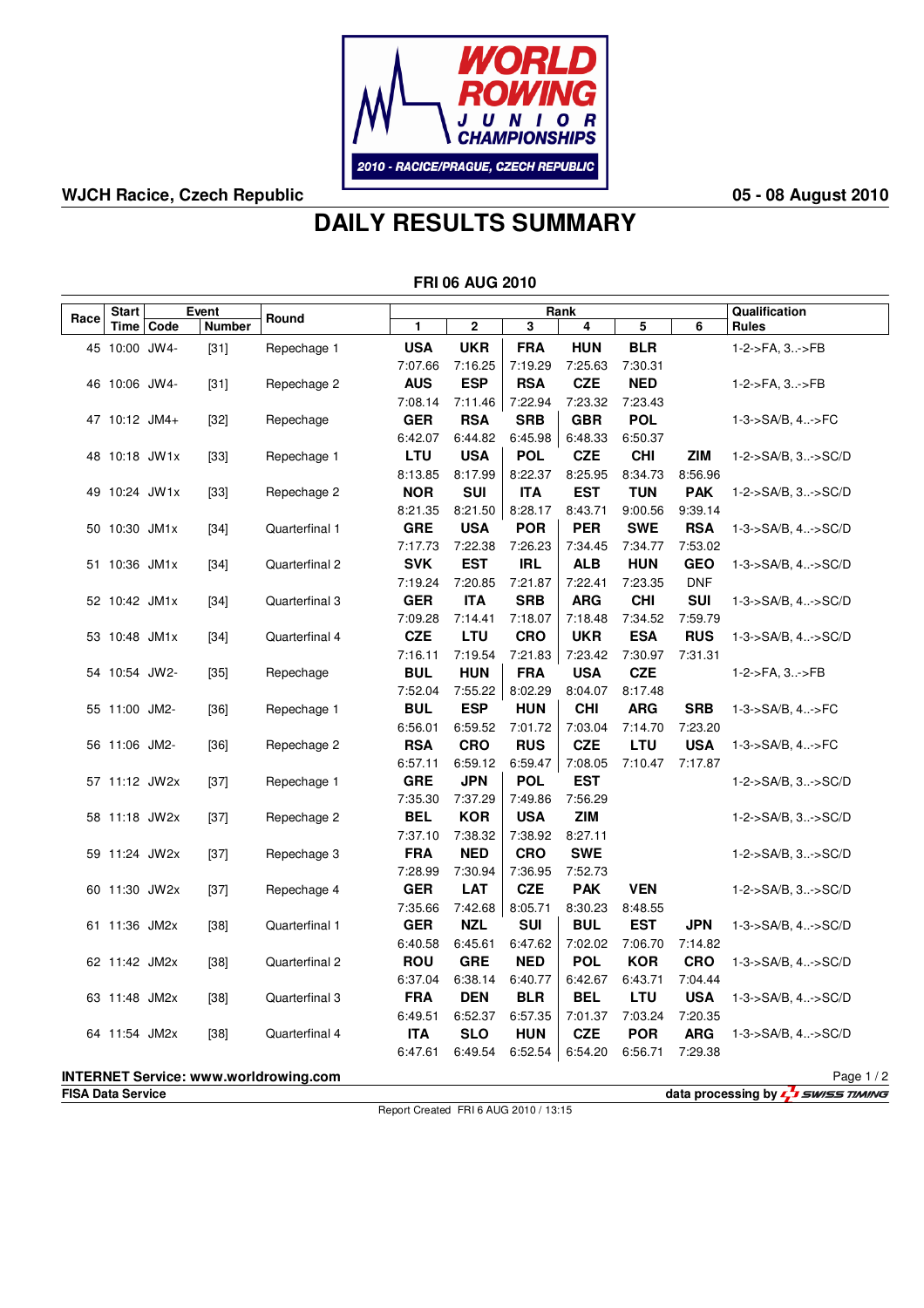WORLD ROWING JUNIOR CHAMPIONSHIPS
2010 - RACICE/PRAGUE, CZECH REPUBLIC

**WJCH Racice, Czech Republic** **05 - 08 August 2010**

# DAILY RESULTS SUMMARY

**FRI 06 AUG 2010**

| Race | Start Time | Event Code | Event Number | Round | Rank 1 | Rank 2 | Rank 3 | Rank 4 | Rank 5 | Rank 6 | Qualification Rules |
|---|---|---|---|---|---|---|---|---|---|---|---|
| 45 | 10:00 | JW4- | [31] | Repechage 1 | **USA** 7:07.66 | **UKR** 7:16.25 | **FRA** 7:19.29 | **HUN** 7:25.63 | **BLR** 7:30.31 | | 1-2->FA, 3..->FB |
| 46 | 10:06 | JW4- | [31] | Repechage 2 | **AUS** 7:08.14 | **ESP** 7:11.46 | **RSA** 7:22.94 | **CZE** 7:23.32 | **NED** 7:23.43 | | 1-2->FA, 3..->FB |
| 47 | 10:12 | JM4+ | [32] | Repechage | **GER** 6:42.07 | **RSA** 6:44.82 | **SRB** 6:45.98 | **GBR** 6:48.33 | **POL** 6:50.37 | | 1-3->SA/B, 4..->FC |
| 48 | 10:18 | JW1x | [33] | Repechage 1 | **LTU** 8:13.85 | **USA** 8:17.99 | **POL** 8:22.37 | **CZE** 8:25.95 | **CHI** 8:34.73 | **ZIM** 8:56.96 | 1-2->SA/B, 3..->SC/D |
| 49 | 10:24 | JW1x | [33] | Repechage 2 | **NOR** 8:21.35 | **SUI** 8:21.50 | **ITA** 8:28.17 | **EST** 8:43.71 | **TUN** 9:00.56 | **PAK** 9:39.14 | 1-2->SA/B, 3..->SC/D |
| 50 | 10:30 | JM1x | [34] | Quarterfinal 1 | **GRE** 7:17.73 | **USA** 7:22.38 | **POR** 7:26.23 | **PER** 7:34.45 | **SWE** 7:34.77 | **RSA** 7:53.02 | 1-3->SA/B, 4..->SC/D |
| 51 | 10:36 | JM1x | [34] | Quarterfinal 2 | **SVK** 7:19.24 | **EST** 7:20.85 | **IRL** 7:21.87 | **ALB** 7:22.41 | **HUN** 7:23.35 | **GEO** DNF | 1-3->SA/B, 4..->SC/D |
| 52 | 10:42 | JM1x | [34] | Quarterfinal 3 | **GER** 7:09.28 | **ITA** 7:14.41 | **SRB** 7:18.07 | **ARG** 7:18.48 | **CHI** 7:34.52 | **SUI** 7:59.79 | 1-3->SA/B, 4..->SC/D |
| 53 | 10:48 | JM1x | [34] | Quarterfinal 4 | **CZE** 7:16.11 | **LTU** 7:19.54 | **CRO** 7:21.83 | **UKR** 7:23.42 | **ESA** 7:30.97 | **RUS** 7:31.31 | 1-3->SA/B, 4..->SC/D |
| 54 | 10:54 | JW2- | [35] | Repechage | **BUL** 7:52.04 | **HUN** 7:55.22 | **FRA** 8:02.29 | **USA** 8:04.07 | **CZE** 8:17.48 | | 1-2->FA, 3..->FB |
| 55 | 11:00 | JM2- | [36] | Repechage 1 | **BUL** 6:56.01 | **ESP** 6:59.52 | **HUN** 7:01.72 | **CHI** 7:03.04 | **ARG** 7:14.70 | **SRB** 7:23.20 | 1-3->SA/B, 4..->FC |
| 56 | 11:06 | JM2- | [36] | Repechage 2 | **RSA** 6:57.11 | **CRO** 6:59.12 | **RUS** 6:59.47 | **CZE** 7:08.05 | **LTU** 7:10.47 | **USA** 7:17.87 | 1-3->SA/B, 4..->FC |
| 57 | 11:12 | JW2x | [37] | Repechage 1 | **GRE** 7:35.30 | **JPN** 7:37.29 | **POL** 7:49.86 | **EST** 7:56.29 | | | 1-2->SA/B, 3..->SC/D |
| 58 | 11:18 | JW2x | [37] | Repechage 2 | **BEL** 7:37.10 | **KOR** 7:38.32 | **USA** 7:38.92 | **ZIM** 8:27.11 | | | 1-2->SA/B, 3..->SC/D |
| 59 | 11:24 | JW2x | [37] | Repechage 3 | **FRA** 7:28.99 | **NED** 7:30.94 | **CRO** 7:36.95 | **SWE** 7:52.73 | | | 1-2->SA/B, 3..->SC/D |
| 60 | 11:30 | JW2x | [37] | Repechage 4 | **GER** 7:35.66 | **LAT** 7:42.68 | **CZE** 8:05.71 | **PAK** 8:30.23 | **VEN** 8:48.55 | | 1-2->SA/B, 3..->SC/D |
| 61 | 11:36 | JM2x | [38] | Quarterfinal 1 | **GER** 6:40.58 | **NZL** 6:45.61 | **SUI** 6:47.62 | **BUL** 7:02.02 | **EST** 7:06.70 | **JPN** 7:14.82 | 1-3->SA/B, 4..->SC/D |
| 62 | 11:42 | JM2x | [38] | Quarterfinal 2 | **ROU** 6:37.04 | **GRE** 6:38.14 | **NED** 6:40.77 | **POL** 6:42.67 | **KOR** 6:43.71 | **CRO** 7:04.44 | 1-3->SA/B, 4..->SC/D |
| 63 | 11:48 | JM2x | [38] | Quarterfinal 3 | **FRA** 6:49.51 | **DEN** 6:52.37 | **BLR** 6:57.35 | **BEL** 7:01.37 | **LTU** 7:03.24 | **USA** 7:20.35 | 1-3->SA/B, 4..->SC/D |
| 64 | 11:54 | JM2x | [38] | Quarterfinal 4 | **ITA** 6:47.61 | **SLO** 6:49.54 | **HUN** 6:52.54 | **CZE** 6:54.20 | **POR** 6:56.71 | **ARG** 7:29.38 | 1-3->SA/B, 4..->SC/D |

**INTERNET Service: www.worldrowing.com**
**FISA Data Service** **data processing by SWISS TIMING**
Report Created FRI 6 AUG 2010 / 13:15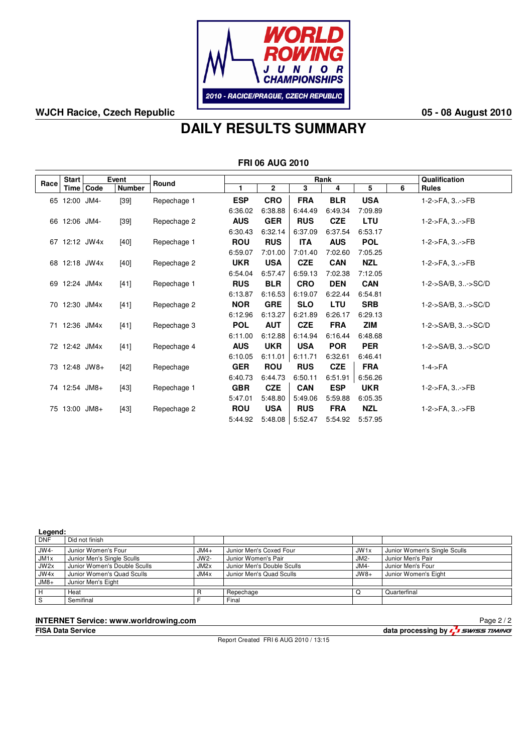WJCH Racice, Czech Republic

05 - 08 August 2010

# DAILY RESULTS SUMMARY

### FRI 06 AUG 2010

| Race | Start Time | Event Code | Event Number | Round | Rank 1 | Rank 2 | Rank 3 | Rank 4 | Rank 5 | Rank 6 | Qualification Rules |
|---|---|---|---|---|---|---|---|---|---|---|---|
| 65 | 12:00 | JM4- | [39] | Repechage 1 | **ESP** | **CRO** | **FRA** | **BLR** | **USA** | | 1-2->FA, 3..->FB |
| | | | | | 6:36.02 | 6:38.88 | 6:44.49 | 6:49.34 | 7:09.89 | | |
| 66 | 12:06 | JM4- | [39] | Repechage 2 | **AUS** | **GER** | **RUS** | **CZE** | **LTU** | | 1-2->FA, 3..->FB |
| | | | | | 6:30.43 | 6:32.14 | 6:37.09 | 6:37.54 | 6:53.17 | | |
| 67 | 12:12 | JW4x | [40] | Repechage 1 | **ROU** | **RUS** | **ITA** | **AUS** | **POL** | | 1-2->FA, 3..->FB |
| | | | | | 6:59.07 | 7:01.00 | 7:01.40 | 7:02.60 | 7:05.25 | | |
| 68 | 12:18 | JW4x | [40] | Repechage 2 | **UKR** | **USA** | **CZE** | **CAN** | **NZL** | | 1-2->FA, 3..->FB |
| | | | | | 6:54.04 | 6:57.47 | 6:59.13 | 7:02.38 | 7:12.05 | | |
| 69 | 12:24 | JM4x | [41] | Repechage 1 | **RUS** | **BLR** | **CRO** | **DEN** | **CAN** | | 1-2->SA/B, 3..->SC/D |
| | | | | | 6:13.87 | 6:16.53 | 6:19.07 | 6:22.44 | 6:54.81 | | |
| 70 | 12:30 | JM4x | [41] | Repechage 2 | **NOR** | **GRE** | **SLO** | **LTU** | **SRB** | | 1-2->SA/B, 3..->SC/D |
| | | | | | 6:12.96 | 6:13.27 | 6:21.89 | 6:26.17 | 6:29.13 | | |
| 71 | 12:36 | JM4x | [41] | Repechage 3 | **POL** | **AUT** | **CZE** | **FRA** | **ZIM** | | 1-2->SA/B, 3..->SC/D |
| | | | | | 6:11.00 | 6:12.88 | 6:14.94 | 6:16.44 | 6:48.68 | | |
| 72 | 12:42 | JM4x | [41] | Repechage 4 | **AUS** | **UKR** | **USA** | **POR** | **PER** | | 1-2->SA/B, 3..->SC/D |
| | | | | | 6:10.05 | 6:11.01 | 6:11.71 | 6:32.61 | 6:46.41 | | |
| 73 | 12:48 | JW8+ | [42] | Repechage | **GER** | **ROU** | **RUS** | **CZE** | **FRA** | | 1-4->FA |
| | | | | | 6:40.73 | 6:44.73 | 6:50.11 | 6:51.91 | 6:56.26 | | |
| 74 | 12:54 | JM8+ | [43] | Repechage 1 | **GBR** | **CZE** | **CAN** | **ESP** | **UKR** | | 1-2->FA, 3..->FB |
| | | | | | 5:47.01 | 5:48.80 | 5:49.06 | 5:59.88 | 6:05.35 | | |
| 75 | 13:00 | JM8+ | [43] | Repechage 2 | **ROU** | **USA** | **RUS** | **FRA** | **NZL** | | 1-2->FA, 3..->FB |
| | | | | | 5:44.92 | 5:48.08 | 5:52.47 | 5:54.92 | 5:57.95 | | |

**Legend:**

| | | | | | |
|---|---|---|---|---|---|
| DNF | Did not finish | | | | |
| JW4- | Junior Women's Four | JM4+ | Junior Men's Coxed Four | JW1x | Junior Women's Single Sculls |
| JM1x | Junior Men's Single Sculls | JW2- | Junior Women's Pair | JM2- | Junior Men's Pair |
| JW2x | Junior Women's Double Sculls | JM2x | Junior Men's Double Sculls | JM4- | Junior Men's Four |
| JW4x | Junior Women's Quad Sculls | JM4x | Junior Men's Quad Sculls | JW8+ | Junior Women's Eight |
| JM8+ | Junior Men's Eight | | | | |
| H | Heat | R | Repechage | Q | Quarterfinal |
| S | Semifinal | F | Final | | |

**INTERNET Service: www.worldrowing.com**

**FISA Data Service**

**data processing by SWISS TIMING**

Report Created FRI 6 AUG 2010 / 13:15